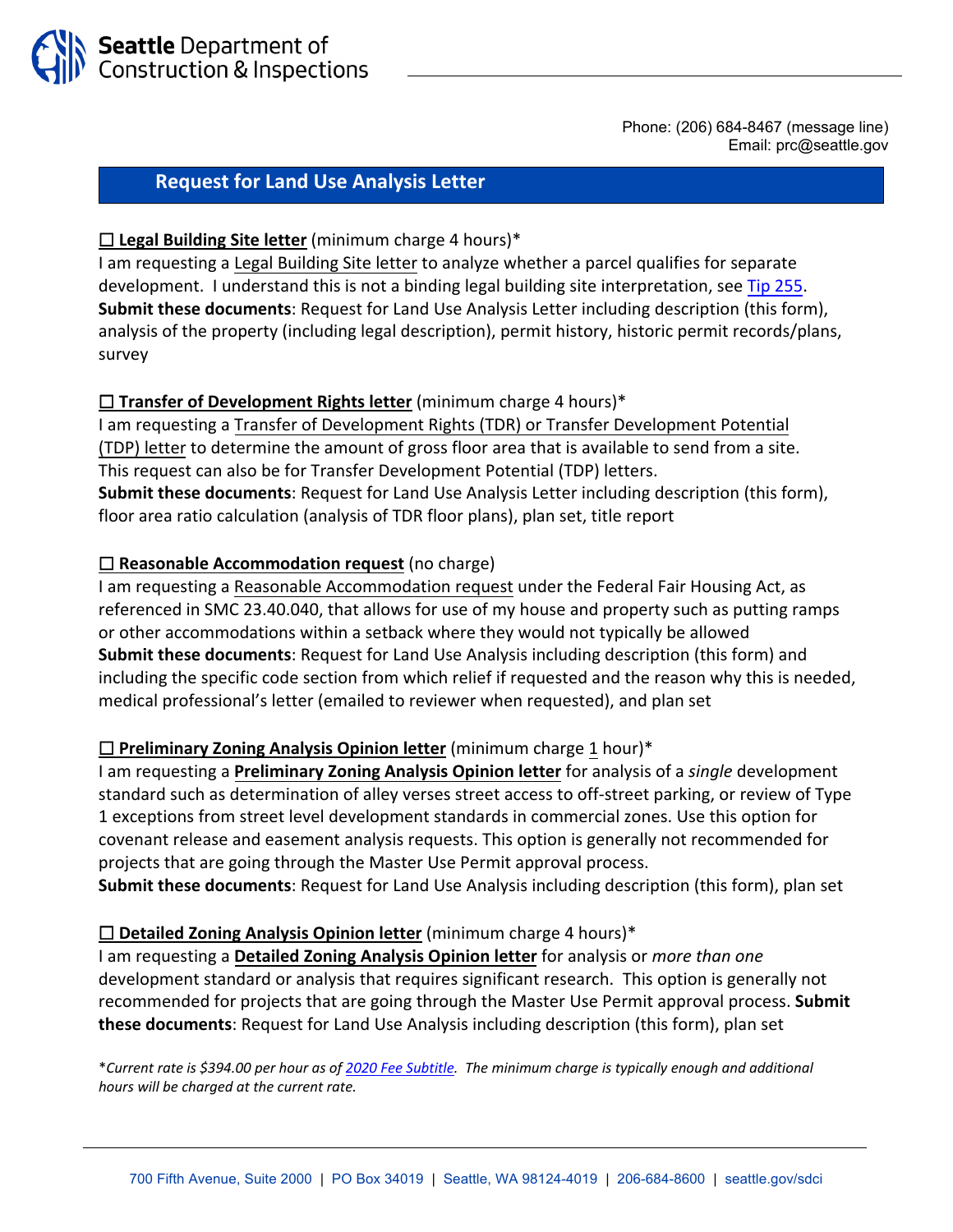Seattle Department of Construction & Inspections

Phone: (206) 684-8467 (message line)
Email: prc@seattle.gov

## Request for Land Use Analysis Letter

☐ **Legal Building Site letter** (minimum charge 4 hours)*
I am requesting a Legal Building Site letter to analyze whether a parcel qualifies for separate development. I understand this is not a binding legal building site interpretation, see Tip 255.
**Submit these documents**: Request for Land Use Analysis Letter including description (this form), analysis of the property (including legal description), permit history, historic permit records/plans, survey

☐ **Transfer of Development Rights letter** (minimum charge 4 hours)*
I am requesting a Transfer of Development Rights (TDR) or Transfer Development Potential (TDP) letter to determine the amount of gross floor area that is available to send from a site. This request can also be for Transfer Development Potential (TDP) letters.
**Submit these documents**: Request for Land Use Analysis Letter including description (this form), floor area ratio calculation (analysis of TDR floor plans), plan set, title report

☐ **Reasonable Accommodation request** (no charge)
I am requesting a Reasonable Accommodation request under the Federal Fair Housing Act, as referenced in SMC 23.40.040, that allows for use of my house and property such as putting ramps or other accommodations within a setback where they would not typically be allowed
**Submit these documents**: Request for Land Use Analysis including description (this form) and including the specific code section from which relief if requested and the reason why this is needed, medical professional's letter (emailed to reviewer when requested), and plan set

☐ **Preliminary Zoning Analysis Opinion letter** (minimum charge 1 hour)*
I am requesting a **Preliminary Zoning Analysis Opinion letter** for analysis of a *single* development standard such as determination of alley verses street access to off-street parking, or review of Type 1 exceptions from street level development standards in commercial zones. Use this option for covenant release and easement analysis requests. This option is generally not recommended for projects that are going through the Master Use Permit approval process.
**Submit these documents**: Request for Land Use Analysis including description (this form), plan set

☐ **Detailed Zoning Analysis Opinion letter** (minimum charge 4 hours)*
I am requesting a **Detailed Zoning Analysis Opinion letter** for analysis or *more than one* development standard or analysis that requires significant research. This option is generally not recommended for projects that are going through the Master Use Permit approval process. **Submit these documents**: Request for Land Use Analysis including description (this form), plan set

**Current rate is $394.00 per hour as of 2020 Fee Subtitle. The minimum charge is typically enough and additional hours will be charged at the current rate.*

700 Fifth Avenue, Suite 2000 | PO Box 34019 | Seattle, WA 98124-4019 | 206-684-8600 | seattle.gov/sdci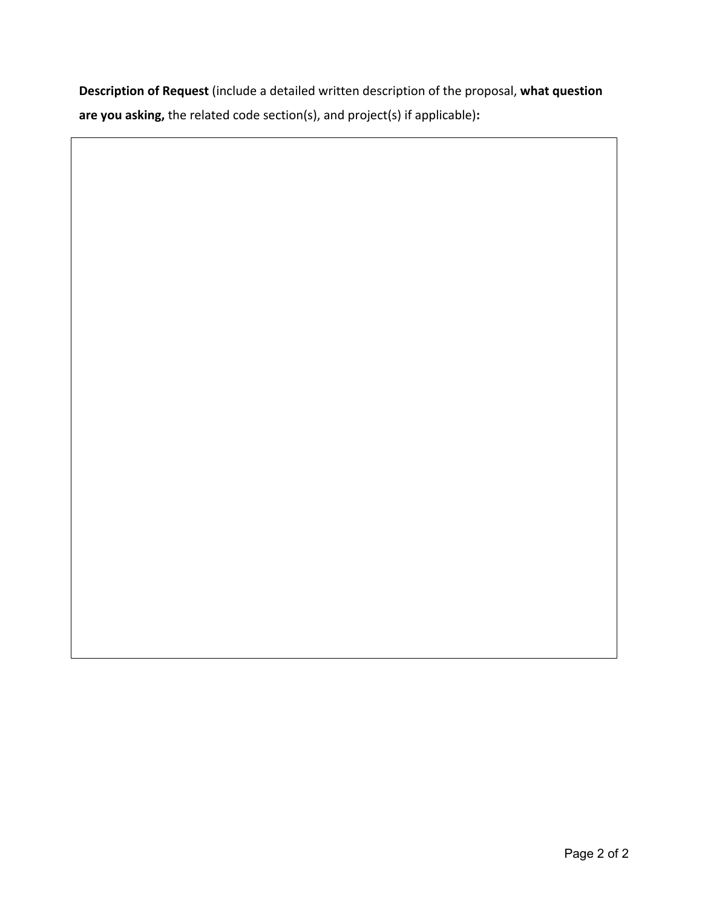**Description of Request** (include a detailed written description of the proposal, **what question are you asking,** the related code section(s), and project(s) if applicable)**:**